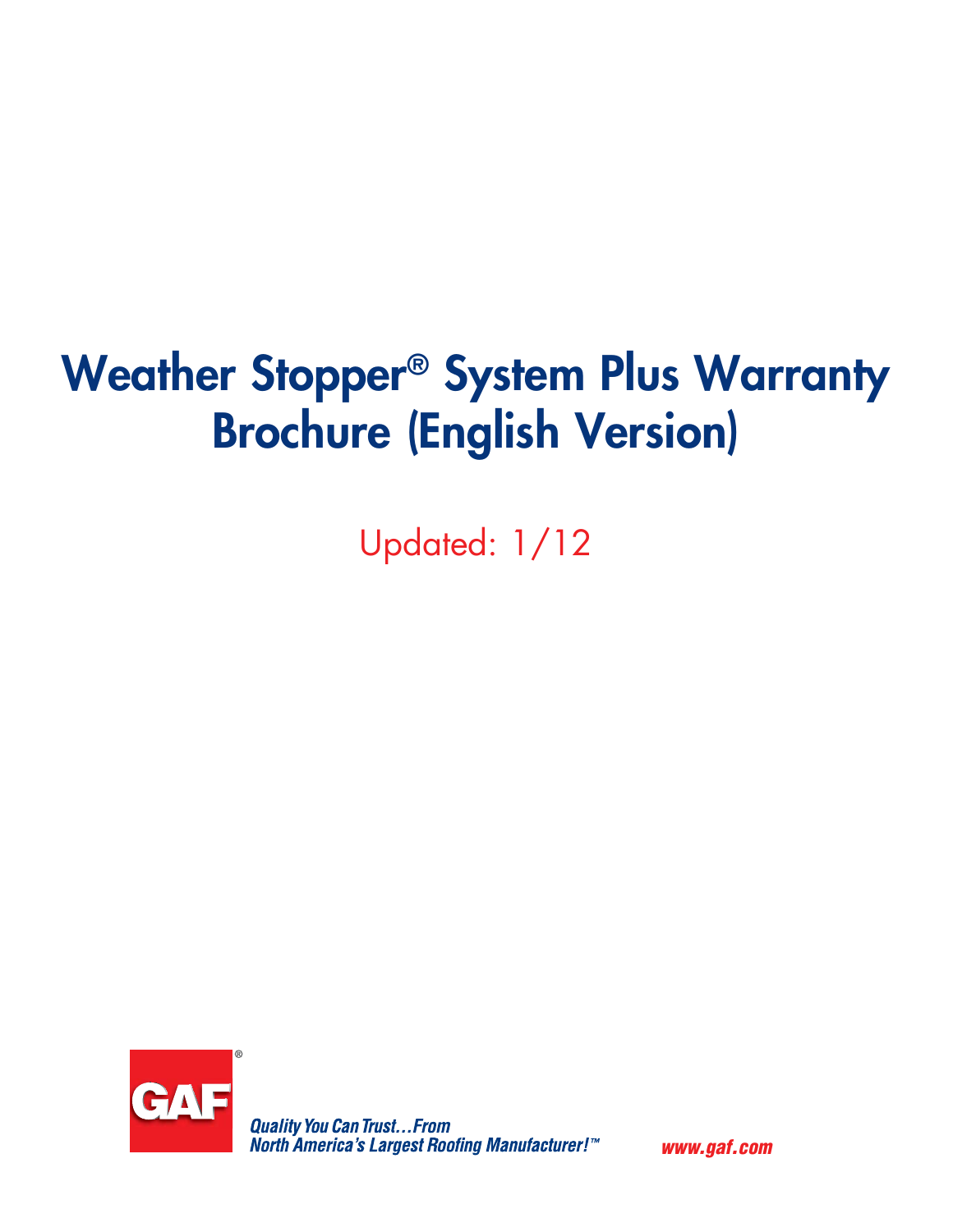# Weather Stopper® System Plus Warranty Brochure (English Version)

Updated: 1/12

GAF®

*Quality You Can Trust…From North America's Largest Roofing Manufacturer!™*

*www.gaf.com*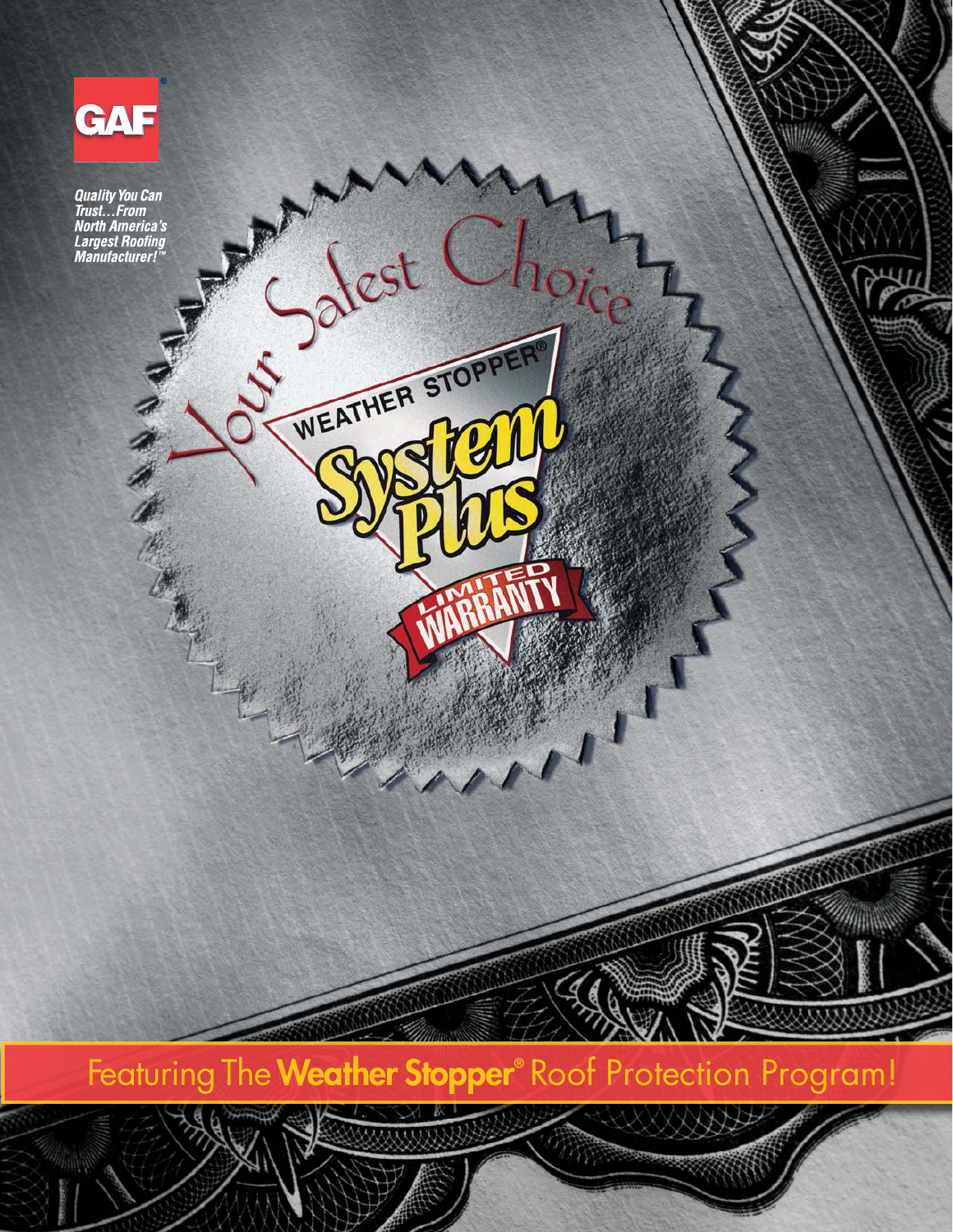GAF®

*Quality You Can Trust…From North America's Largest Roofing Manufacturer!™*

Your Safest Choice

WEATHER STOPPER®

System Plus

LIMITED WARRANTY

Featuring The **Weather Stopper®** Roof Protection Program!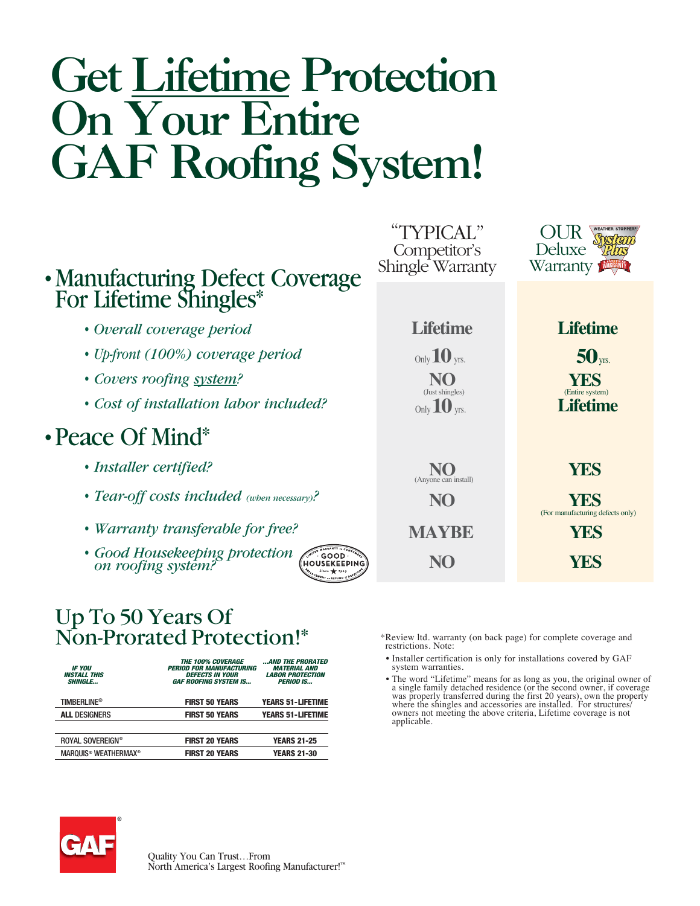# Get Lifetime Protection On Your Entire GAF Roofing System!

| | "TYPICAL" Competitor's Shingle Warranty | OUR Deluxe Warranty (Weather Stopper® System Plus Limited Warranty) |
|---|---|---|
| **• Manufacturing Defect Coverage For Lifetime Shingles*** | | |
| *• Overall coverage period* | **Lifetime** | **Lifetime** |
| *• Up-front (100%) coverage period* | Only **10** yrs. | **50** yrs. |
| *• Covers roofing system?* | **NO** (Just shingles) | **YES** (Entire system) |
| *• Cost of installation labor included?* | Only **10** yrs. | **Lifetime** |
| **• Peace Of Mind*** | | |
| *• Installer certified?* | **NO** (Anyone can install) | **YES** |
| *• Tear-off costs included (when necessary)?* | **NO** | **YES** (For manufacturing defects only) |
| *• Warranty transferable for free?* | **MAYBE** | **YES** |
| *• Good Housekeeping protection on roofing system?* | **NO** | **YES** |

Good Housekeeping — Limited Warranty to Consumers — Replacement or Refund if Defective — Since 1909

## Up To 50 Years Of Non-Prorated Protection!*

| IF YOU INSTALL THIS SHINGLE... | THE 100% COVERAGE PERIOD FOR MANUFACTURING DEFECTS IN YOUR GAF ROOFING SYSTEM IS... | ...AND THE PRORATED MATERIAL AND LABOR PROTECTION PERIOD IS... |
|---|---|---|
| TIMBERLINE® | FIRST 50 YEARS | YEARS 51-LIFETIME |
| **ALL** DESIGNERS | FIRST 50 YEARS | YEARS 51-LIFETIME |
| ROYAL SOVEREIGN® | FIRST 20 YEARS | YEARS 21-25 |
| MARQUIS® WEATHERMAX® | FIRST 20 YEARS | YEARS 21-30 |

*Review ltd. warranty (on back page) for complete coverage and restrictions. Note:

- Installer certification is only for installations covered by GAF system warranties.
- The word "Lifetime" means for as long as you, the original owner of a single family detached residence (or the second owner, if coverage was properly transferred during the first 20 years), own the property where the shingles and accessories are installed. For structures/owners not meeting the above criteria, Lifetime coverage is not applicable.

GAF®

Quality You Can Trust…From North America's Largest Roofing Manufacturer!™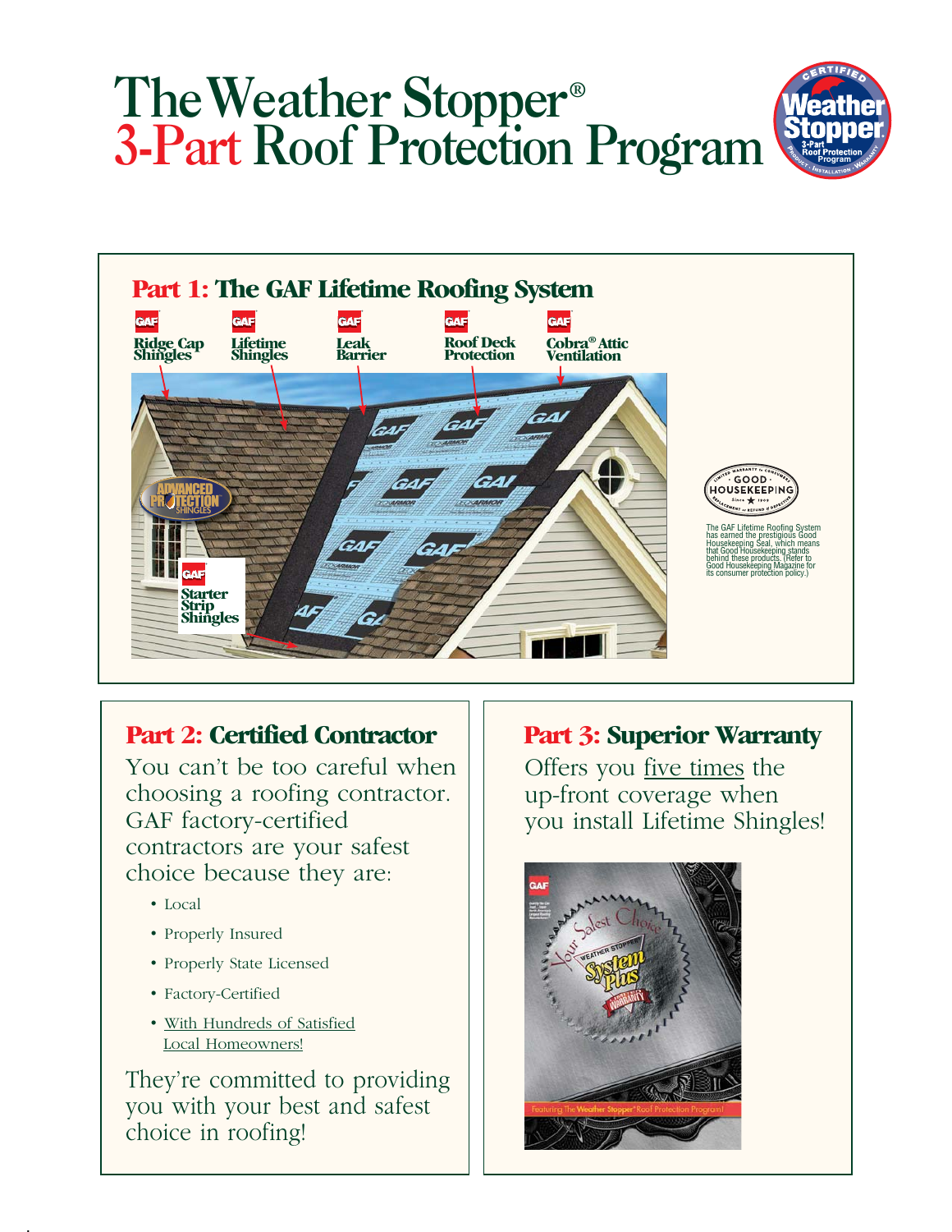# The Weather Stopper® 3-Part Roof Protection Program

## Part 1: The GAF Lifetime Roofing System

Ridge Cap Shingles

Lifetime Shingles

Leak Barrier

Roof Deck Protection

Cobra® Attic Ventilation

Starter Strip Shingles

The GAF Lifetime Roofing System has earned the prestigious Good Housekeeping Seal, which means that Good Housekeeping stands behind these products. (Refer to Good Housekeeping Magazine for its consumer protection policy.)

## Part 2: Certified Contractor

You can't be too careful when choosing a roofing contractor. GAF factory-certified contractors are your safest choice because they are:

- Local
- Properly Insured
- Properly State Licensed
- Factory-Certified
- With Hundreds of Satisfied Local Homeowners!

They're committed to providing you with your best and safest choice in roofing!

## Part 3: Superior Warranty

Offers you five times the up-front coverage when you install Lifetime Shingles!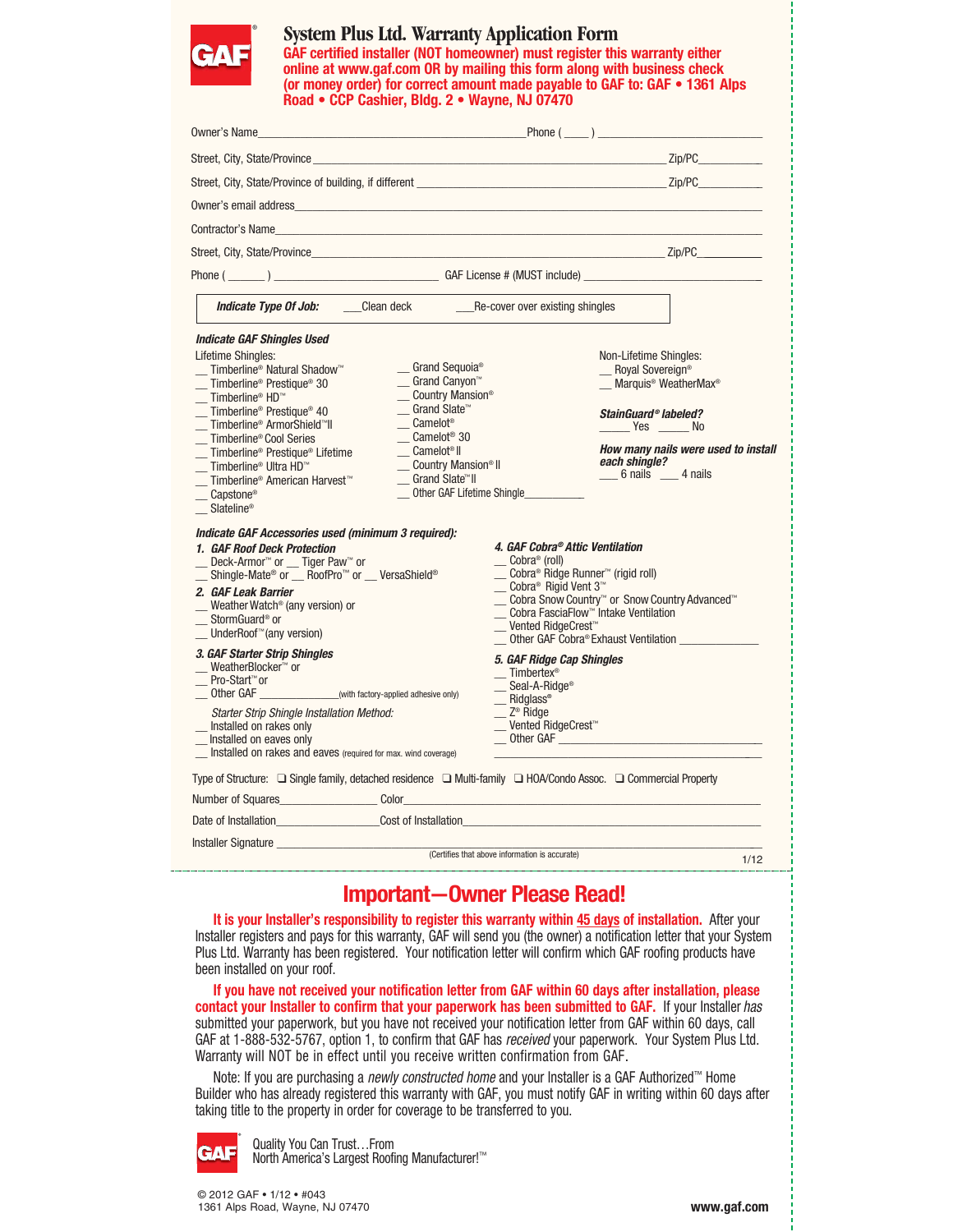# System Plus Ltd. Warranty Application Form

**GAF certified installer (NOT homeowner) must register this warranty either online at www.gaf.com OR by mailing this form along with business check (or money order) for correct amount made payable to GAF to: GAF • 1361 Alps Road • CCP Cashier, Bldg. 2 • Wayne, NJ 07470**

Owner's Name_____________________________________________ Phone ( ____ ) ___________________________

Street, City, State/Province _______________________________________________________________ Zip/PC__________

Street, City, State/Province of building, if different _____________________________________________ Zip/PC__________

Owner's email address_______________________________________________________________________________

Contractor's Name__________________________________________________________________________________

Street, City, State/Province__________________________________________________________ Zip/PC__________

Phone ( ______ ) __________________________ GAF License # (MUST include) ______________________________

***Indicate Type Of Job:*** ___Clean deck ___Re-cover over existing shingles

***Indicate GAF Shingles Used***

Lifetime Shingles:

- __ Timberline® Natural Shadow™
- __ Timberline® Prestique® 30
- __ Timberline® HD™
- __ Timberline® Prestique® 40
- __ Timberline® ArmorShield™II
- __ Timberline® Cool Series
- __ Timberline® Prestique® Lifetime
- __ Timberline® Ultra HD™
- __ Timberline® American Harvest™
- __ Capstone®
- __ Slateline®
- __ Grand Sequoia®
- __ Grand Canyon™
- __ Country Mansion®
- __ Grand Slate™
- __ Camelot®
- __ Camelot® 30
- __ Camelot® II
- __ Country Mansion® II
- __ Grand Slate™ II
- __ Other GAF Lifetime Shingle__________

Non-Lifetime Shingles:

- __ Royal Sovereign®
- __ Marquis® WeatherMax®

***StainGuard® labeled?***
_____ Yes _____ No

***How many nails were used to install each shingle?***
___ 6 nails ___ 4 nails

***Indicate GAF Accessories used (minimum 3 required):***

***1. GAF Roof Deck Protection***

- __ Deck-Armor™ or __ Tiger Paw™ or
- __ Shingle-Mate® or __ RoofPro™ or __ VersaShield®

***2. GAF Leak Barrier***

- __ Weather Watch® (any version) or
- __ StormGuard® or
- __ UnderRoof™(any version)

***3. GAF Starter Strip Shingles***

- __ WeatherBlocker™ or
- __ Pro-Start™or
- __ Other GAF _____________(with factory-applied adhesive only)

*Starter Strip Shingle Installation Method:*

- __ Installed on rakes only
- __ Installed on eaves only
- __ Installed on rakes and eaves (required for max. wind coverage)

***4. GAF Cobra® Attic Ventilation***

- __ Cobra® (roll)
- __ Cobra® Ridge Runner™ (rigid roll)
- __ Cobra® Rigid Vent 3™
- __ Cobra Snow Country™ or Snow Country Advanced™
- __ Cobra FasciaFlow™ Intake Ventilation
- __ Vented RidgeCrest™
- __ Other GAF Cobra® Exhaust Ventilation _____________

***5. GAF Ridge Cap Shingles***

- __ Timbertex®
- __ Seal-A-Ridge®
- __ Ridglass®
- __ Z® Ridge
- __ Vented RidgeCrest™
- __ Other GAF ______________________________

Type of Structure: ❑ Single family, detached residence ❑ Multi-family ❑ HOA/Condo Assoc. ❑ Commercial Property

Number of Squares________________ Color_____________________________________________________________

Date of Installation_________________ Cost of Installation__________________________________________________

Installer Signature ________________________________________________________________________________
(Certifies that above information is accurate)

1/12

# Important—Owner Please Read!

**It is your Installer's responsibility to register this warranty within 45 days of installation.** After your Installer registers and pays for this warranty, GAF will send you (the owner) a notification letter that your System Plus Ltd. Warranty has been registered. Your notification letter will confirm which GAF roofing products have been installed on your roof.

**If you have not received your notification letter from GAF within 60 days after installation, please contact your Installer to confirm that your paperwork has been submitted to GAF.** If your Installer *has* submitted your paperwork, but you have not received your notification letter from GAF within 60 days, call GAF at 1-888-532-5767, option 1, to confirm that GAF has *received* your paperwork. Your System Plus Ltd. Warranty will NOT be in effect until you receive written confirmation from GAF.

Note: If you are purchasing a *newly constructed home* and your Installer is a GAF Authorized™ Home Builder who has already registered this warranty with GAF, you must notify GAF in writing within 60 days after taking title to the property in order for coverage to be transferred to you.

Quality You Can Trust…From
North America's Largest Roofing Manufacturer!™

© 2012 GAF • 1/12 • #043
1361 Alps Road, Wayne, NJ 07470

www.gaf.com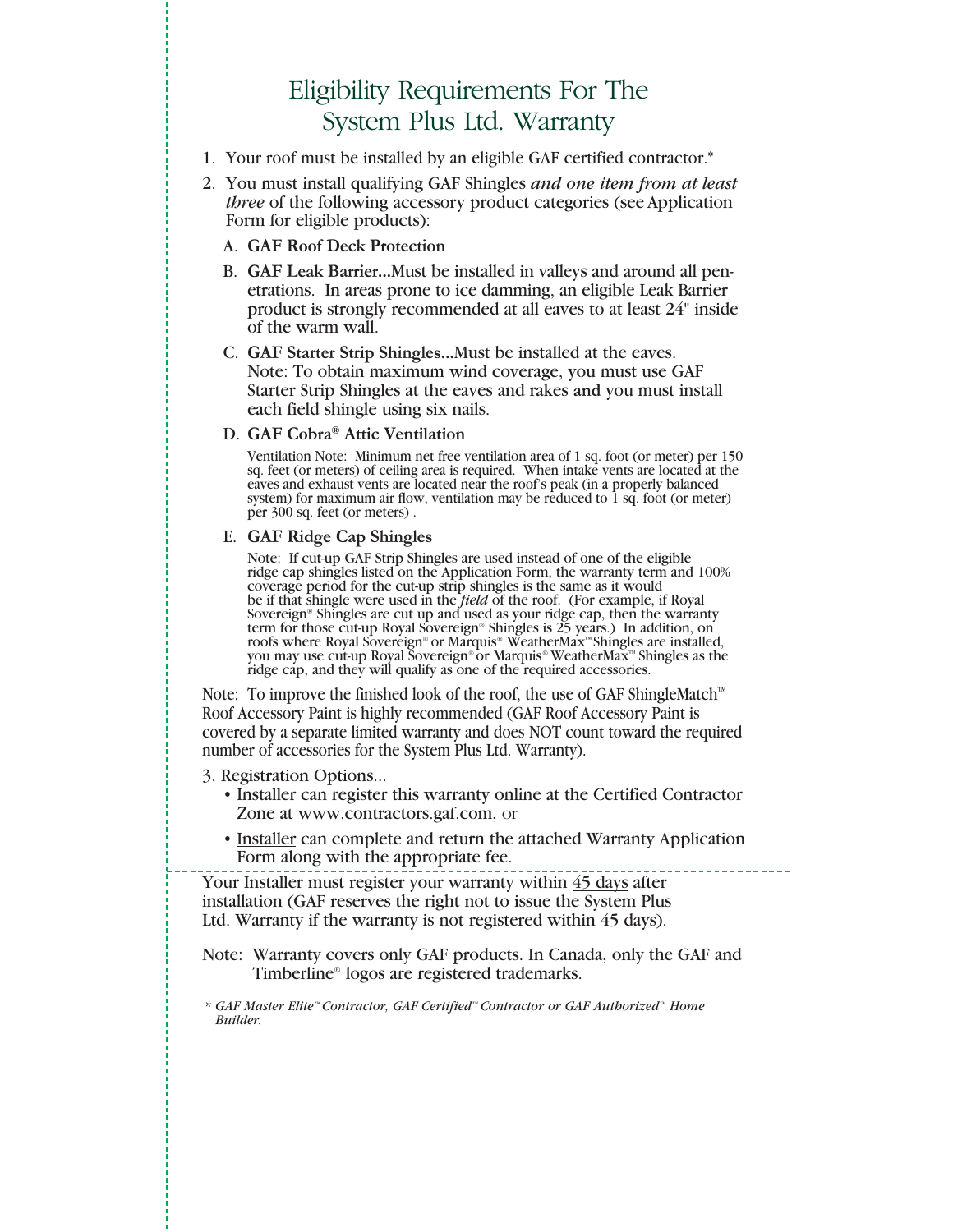# Eligibility Requirements For The System Plus Ltd. Warranty

1. Your roof must be installed by an eligible GAF certified contractor.*
2. You must install qualifying GAF Shingles *and one item from at least three* of the following accessory product categories (see Application Form for eligible products):

   A. **GAF Roof Deck Protection**

   B. **GAF Leak Barrier...**Must be installed in valleys and around all penetrations. In areas prone to ice damming, an eligible Leak Barrier product is strongly recommended at all eaves to at least 24" inside of the warm wall.

   C. **GAF Starter Strip Shingles...**Must be installed at the eaves. Note: To obtain maximum wind coverage, you must use GAF Starter Strip Shingles at the eaves and rakes and you must install each field shingle using six nails.

   D. **GAF Cobra® Attic Ventilation**

   Ventilation Note: Minimum net free ventilation area of 1 sq. foot (or meter) per 150 sq. feet (or meters) of ceiling area is required. When intake vents are located at the eaves and exhaust vents are located near the roof's peak (in a properly balanced system) for maximum air flow, ventilation may be reduced to 1 sq. foot (or meter) per 300 sq. feet (or meters) .

   E. **GAF Ridge Cap Shingles**

   Note: If cut-up GAF Strip Shingles are used instead of one of the eligible ridge cap shingles listed on the Application Form, the warranty term and 100% coverage period for the cut-up strip shingles is the same as it would be if that shingle were used in the *field* of the roof. (For example, if Royal Sovereign® Shingles are cut up and used as your ridge cap, then the warranty term for those cut-up Royal Sovereign® Shingles is 25 years.) In addition, on roofs where Royal Sovereign® or Marquis® WeatherMax™ Shingles are installed, you may use cut-up Royal Sovereign® or Marquis® WeatherMax™ Shingles as the ridge cap, and they will qualify as one of the required accessories.

Note: To improve the finished look of the roof, the use of GAF ShingleMatch™ Roof Accessory Paint is highly recommended (GAF Roof Accessory Paint is covered by a separate limited warranty and does NOT count toward the required number of accessories for the System Plus Ltd. Warranty).

3. Registration Options...
   - Installer can register this warranty online at the Certified Contractor Zone at www.contractors.gaf.com, or
   - Installer can complete and return the attached Warranty Application Form along with the appropriate fee.

Your Installer must register your warranty within 45 days after installation (GAF reserves the right not to issue the System Plus Ltd. Warranty if the warranty is not registered within 45 days).

Note: Warranty covers only GAF products. In Canada, only the GAF and Timberline® logos are registered trademarks.

*\* GAF Master Elite™ Contractor, GAF Certified™ Contractor or GAF Authorized™ Home Builder.*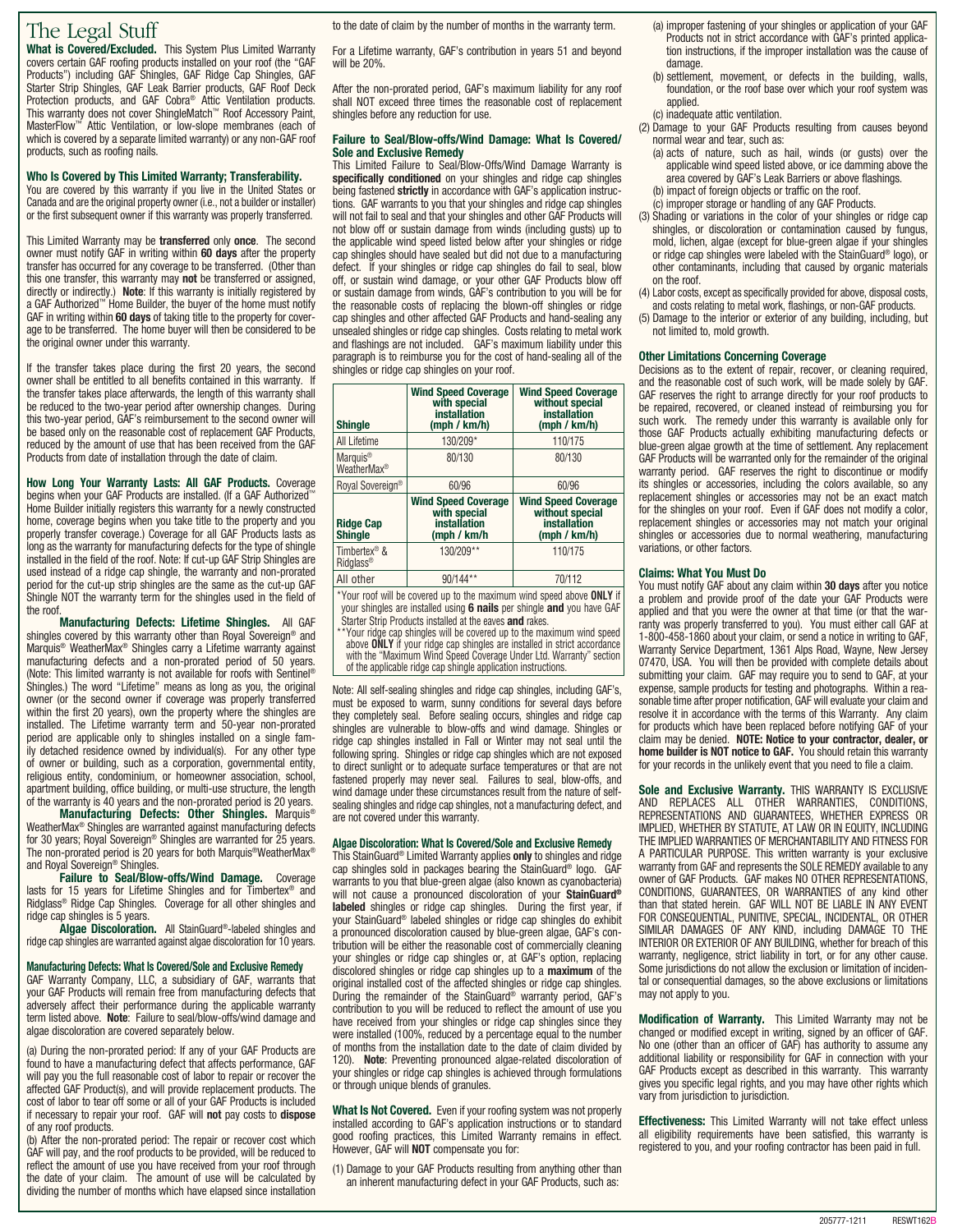# The Legal Stuff

**What is Covered/Excluded.** This System Plus Limited Warranty covers certain GAF roofing products installed on your roof (the "GAF Products") including GAF Shingles, GAF Ridge Cap Shingles, GAF Starter Strip Shingles, GAF Leak Barrier products, GAF Roof Deck Protection products, and GAF Cobra® Attic Ventilation products. This warranty does not cover ShingleMatch™ Roof Accessory Paint, MasterFlow™ Attic Ventilation, or low-slope membranes (each of which is covered by a separate limited warranty) or any non-GAF roof products, such as roofing nails.

**Who Is Covered by This Limited Warranty; Transferability.** You are covered by this warranty if you live in the United States or Canada and are the original property owner (i.e., not a builder or installer) or the first subsequent owner if this warranty was properly transferred.

This Limited Warranty may be **transferred** only **once**. The second owner must notify GAF in writing within **60 days** after the property transfer has occurred for any coverage to be transferred. (Other than this one transfer, this warranty may **not** be transferred or assigned, directly or indirectly.) **Note**: If this warranty is initially registered by a GAF Authorized™ Home Builder, the buyer of the home must notify GAF in writing within **60 days** of taking title to the property for coverage to be transferred. The home buyer will then be considered to be the original owner under this warranty.

If the transfer takes place during the first 20 years, the second owner shall be entitled to all benefits contained in this warranty. If the transfer takes place afterwards, the length of this warranty shall be reduced to the two-year period after ownership changes. During this two-year period, GAF's reimbursement to the second owner will be based only on the reasonable cost of replacement GAF Products, reduced by the amount of use that has been received from the GAF Products from date of installation through the date of claim.

**How Long Your Warranty Lasts: All GAF Products.** Coverage begins when your GAF Products are installed. (If a GAF Authorized™ Home Builder initially registers this warranty for a newly constructed home, coverage begins when you take title to the property and you properly transfer coverage.) Coverage for all GAF Products lasts as long as the warranty for manufacturing defects for the type of shingle installed in the field of the roof. Note: If cut-up GAF Strip Shingles are used instead of a ridge cap shingle, the warranty and non-prorated period for the cut-up strip shingles are the same as the cut-up GAF Shingle NOT the warranty term for the shingles used in the field of the roof.

**Manufacturing Defects: Lifetime Shingles.** All GAF shingles covered by this warranty other than Royal Sovereign® and Marquis® WeatherMax® Shingles carry a Lifetime warranty against manufacturing defects and a non-prorated period of 50 years. (Note: This limited warranty is not available for roofs with Sentinel® Shingles.) The word "Lifetime" means as long as you, the original owner (or the second owner if coverage was properly transferred within the first 20 years), own the property where the shingles are installed. The Lifetime warranty term and 50-year non-prorated period are applicable only to shingles installed on a single family detached residence owned by individual(s). For any other type of owner or building, such as a corporation, governmental entity, religious entity, condominium, or homeowner association, school, apartment building, office building, or multi-use structure, the length of the warranty is 40 years and the non-prorated period is 20 years.

**Manufacturing Defects: Other Shingles.** Marquis® WeatherMax® Shingles are warranted against manufacturing defects for 30 years; Royal Sovereign® Shingles are warranted for 25 years. The non-prorated period is 20 years for both Marquis® WeatherMax® and Royal Sovereign® Shingles.

**Failure to Seal/Blow-offs/Wind Damage.** Coverage lasts for 15 years for Lifetime Shingles and for Timbertex® and Ridglass® Ridge Cap Shingles. Coverage for all other shingles and ridge cap shingles is 5 years.

**Algae Discoloration.** All StainGuard®-labeled shingles and ridge cap shingles are warranted against algae discoloration for 10 years.

### Manufacturing Defects: What Is Covered/Sole and Exclusive Remedy

GAF Warranty Company, LLC, a subsidiary of GAF, warrants that your GAF Products will remain free from manufacturing defects that adversely affect their performance during the applicable warranty term listed above. **Note**: Failure to seal/blow-offs/wind damage and algae discoloration are covered separately below.

(a) During the non-prorated period: If any of your GAF Products are found to have a manufacturing defect that affects performance, GAF will pay you the full reasonable cost of labor to repair or recover the affected GAF Product(s), and will provide replacement products. The cost of labor to tear off some or all of your GAF Products is included if necessary to repair your roof. GAF will **not** pay costs to **dispose** of any roof products.

(b) After the non-prorated period: The repair or recover cost which GAF will pay, and the roof products to be provided, will be reduced to reflect the amount of use you have received from your roof through the date of your claim. The amount of use will be calculated by dividing the number of months which have elapsed since installation to the date of claim by the number of months in the warranty term.

For a Lifetime warranty, GAF's contribution in years 51 and beyond will be 20%.

After the non-prorated period, GAF's maximum liability for any roof shall NOT exceed three times the reasonable cost of replacement shingles before any reduction for use.

### Failure to Seal/Blow-offs/Wind Damage: What Is Covered/Sole and Exclusive Remedy

This Limited Failure to Seal/Blow-Offs/Wind Damage Warranty is **specifically conditioned** on your shingles and ridge cap shingles being fastened **strictly** in accordance with GAF's application instructions. GAF warrants to you that your shingles and ridge cap shingles will not fail to seal and that your shingles and other GAF Products will not blow off or sustain damage from winds (including gusts) up to the applicable wind speed listed below after your shingles or ridge cap shingles should have sealed but did not due to a manufacturing defect. If your shingles or ridge cap shingles do fail to seal, blow off, or sustain wind damage, or your other GAF Products blow off or sustain damage from winds, GAF's contribution to you will be for the reasonable costs of replacing the blown-off shingles or ridge cap shingles and other affected GAF Products and hand-sealing any unsealed shingles or ridge cap shingles. Costs relating to metal work and flashings are not included. GAF's maximum liability under this paragraph is to reimburse you for the cost of hand-sealing all of the shingles or ridge cap shingles on your roof.

| Shingle | Wind Speed Coverage with special installation (mph / km/h) | Wind Speed Coverage without special installation (mph / km/h) |
|---|---|---|
| All Lifetime | 130/209* | 110/175 |
| Marquis® WeatherMax® | 80/130 | 80/130 |
| Royal Sovereign® | 60/96 | 60/96 |
| **Ridge Cap Shingle** | **Wind Speed Coverage with special installation (mph / km/h)** | **Wind Speed Coverage without special installation (mph / km/h)** |
| Timbertex® & Ridglass® | 130/209** | 110/175 |
| All other | 90/144** | 70/112 |

*Your roof will be covered up to the maximum wind speed above **ONLY** if your shingles are installed using **6 nails** per shingle **and** you have GAF Starter Strip Products installed at the eaves **and** rakes.

**Your ridge cap shingles will be covered up to the maximum wind speed above **ONLY** if your ridge cap shingles are installed in strict accordance with the "Maximum Wind Speed Coverage Under Ltd. Warranty" section of the applicable ridge cap shingle application instructions.

Note: All self-sealing shingles and ridge cap shingles, including GAF's, must be exposed to warm, sunny conditions for several days before they completely seal. Before sealing occurs, shingles and ridge cap shingles are vulnerable to blow-offs and wind damage. Shingles or ridge cap shingles installed in Fall or Winter may not seal until the following spring. Shingles or ridge cap shingles which are not exposed to direct sunlight or to adequate surface temperatures or that are not fastened properly may never seal. Failures to seal, blow-offs, and wind damage under these circumstances result from the nature of self-sealing shingles and ridge cap shingles, not a manufacturing defect, and are not covered under this warranty.

### Algae Discoloration: What Is Covered/Sole and Exclusive Remedy

This StainGuard® Limited Warranty applies **only** to shingles and ridge cap shingles sold in packages bearing the StainGuard® logo. GAF warrants to you that blue-green algae (also known as cyanobacteria) will not cause a pronounced discoloration of your **StainGuard® labeled** shingles or ridge cap shingles. During the first year, if your StainGuard® labeled shingles or ridge cap shingles do exhibit a pronounced discoloration caused by blue-green algae, GAF's contribution will be either the reasonable cost of commercially cleaning your shingles or ridge cap shingles or, at GAF's option, replacing discolored shingles or ridge cap shingles up to a **maximum** of the original installed cost of the affected shingles or ridge cap shingles. During the remainder of the StainGuard® warranty period, GAF's contribution to you will be reduced to reflect the amount of use you have received from your shingles or ridge cap shingles since they were installed (100%, reduced by a percentage equal to the number of months from the installation date to the date of claim divided by 120). **Note**: Preventing pronounced algae-related discoloration of your shingles or ridge cap shingles is achieved through formulations or through unique blends of granules.

**What Is Not Covered.** Even if your roofing system was not properly installed according to GAF's application instructions or to standard good roofing practices, this Limited Warranty remains in effect. However, GAF will **NOT** compensate you for:

(1) Damage to your GAF Products resulting from anything other than an inherent manufacturing defect in your GAF Products, such as:
  (a) improper fastening of your shingles or application of your GAF Products not in strict accordance with GAF's printed application instructions, if the improper installation was the cause of damage.
  (b) settlement, movement, or defects in the building, walls, foundation, or the roof base over which your roof system was applied.
  (c) inadequate attic ventilation.

(2) Damage to your GAF Products resulting from causes beyond normal wear and tear, such as:
  (a) acts of nature, such as hail, winds (or gusts) over the applicable wind speed listed above, or ice damming above the area covered by GAF's Leak Barriers or above flashings.
  (b) impact of foreign objects or traffic on the roof.
  (c) improper storage or handling of any GAF Products.

(3) Shading or variations in the color of your shingles or ridge cap shingles, or discoloration or contamination caused by fungus, mold, lichen, algae (except for blue-green algae if your shingles or ridge cap shingles were labeled with the StainGuard® logo), or other contaminants, including that caused by organic materials on the roof.

(4) Labor costs, except as specifically provided for above, disposal costs, and costs relating to metal work, flashings, or non-GAF products.

(5) Damage to the interior or exterior of any building, including, but not limited to, mold growth.

### Other Limitations Concerning Coverage

Decisions as to the extent of repair, recover, or cleaning required, and the reasonable cost of such work, will be made solely by GAF. GAF reserves the right to arrange directly for your roof products to be repaired, recovered, or cleaned instead of reimbursing you for such work. The remedy under this warranty is available only for those GAF Products actually exhibiting manufacturing defects or blue-green algae growth at the time of settlement. Any replacement GAF Products will be warranted only for the remainder of the original warranty period. GAF reserves the right to discontinue or modify its shingles or accessories, including the colors available, so any replacement shingles or accessories may not be an exact match for the shingles on your roof. Even if GAF does not modify a color, replacement shingles or accessories may not match your original shingles or accessories due to normal weathering, manufacturing variations, or other factors.

### Claims: What You Must Do

You must notify GAF about any claim within **30 days** after you notice a problem and provide proof of the date your GAF Products were applied and that you were the owner at that time (or that the warranty was properly transferred to you). You must either call GAF at 1-800-458-1860 about your claim, or send a notice in writing to GAF, Warranty Service Department, 1361 Alps Road, Wayne, New Jersey 07470, USA. You will then be provided with complete details about submitting your claim. GAF may require you to send to GAF, at your expense, sample products for testing and photographs. Within a reasonable time after proper notification, GAF will evaluate your claim and resolve it in accordance with the terms of this Warranty. Any claim for products which have been replaced before notifying GAF of your claim may be denied. **NOTE: Notice to your contractor, dealer, or home builder is NOT notice to GAF.** You should retain this warranty for your records in the unlikely event that you need to file a claim.

**Sole and Exclusive Warranty.** THIS WARRANTY IS EXCLUSIVE AND REPLACES ALL OTHER WARRANTIES, CONDITIONS, REPRESENTATIONS AND GUARANTEES, WHETHER EXPRESS OR IMPLIED, WHETHER BY STATUTE, AT LAW OR IN EQUITY, INCLUDING THE IMPLIED WARRANTIES OF MERCHANTABILITY AND FITNESS FOR A PARTICULAR PURPOSE. This written warranty is your exclusive warranty from GAF and represents the SOLE REMEDY available to any owner of GAF Products. GAF makes NO OTHER REPRESENTATIONS, CONDITIONS, GUARANTEES, OR WARRANTIES of any kind other than that stated herein. GAF WILL NOT BE LIABLE IN ANY EVENT FOR CONSEQUENTIAL, PUNITIVE, SPECIAL, INCIDENTAL, OR OTHER SIMILAR DAMAGES OF ANY KIND, including DAMAGE TO THE INTERIOR OR EXTERIOR OF ANY BUILDING, whether for breach of this warranty, negligence, strict liability in tort, or for any other cause. Some jurisdictions do not allow the exclusion or limitation of incidental or consequential damages, so the above exclusions or limitations may not apply to you.

**Modification of Warranty.** This Limited Warranty may not be changed or modified except in writing, signed by an officer of GAF. No one (other than an officer of GAF) has authority to assume any additional liability or responsibility for GAF in connection with your GAF Products except as described in this warranty. This warranty gives you specific legal rights, and you may have other rights which vary from jurisdiction to jurisdiction.

**Effectiveness:** This Limited Warranty will not take effect unless all eligibility requirements have been satisfied, this warranty is registered to you, and your roofing contractor has been paid in full.

205777-1211 RESWT162B